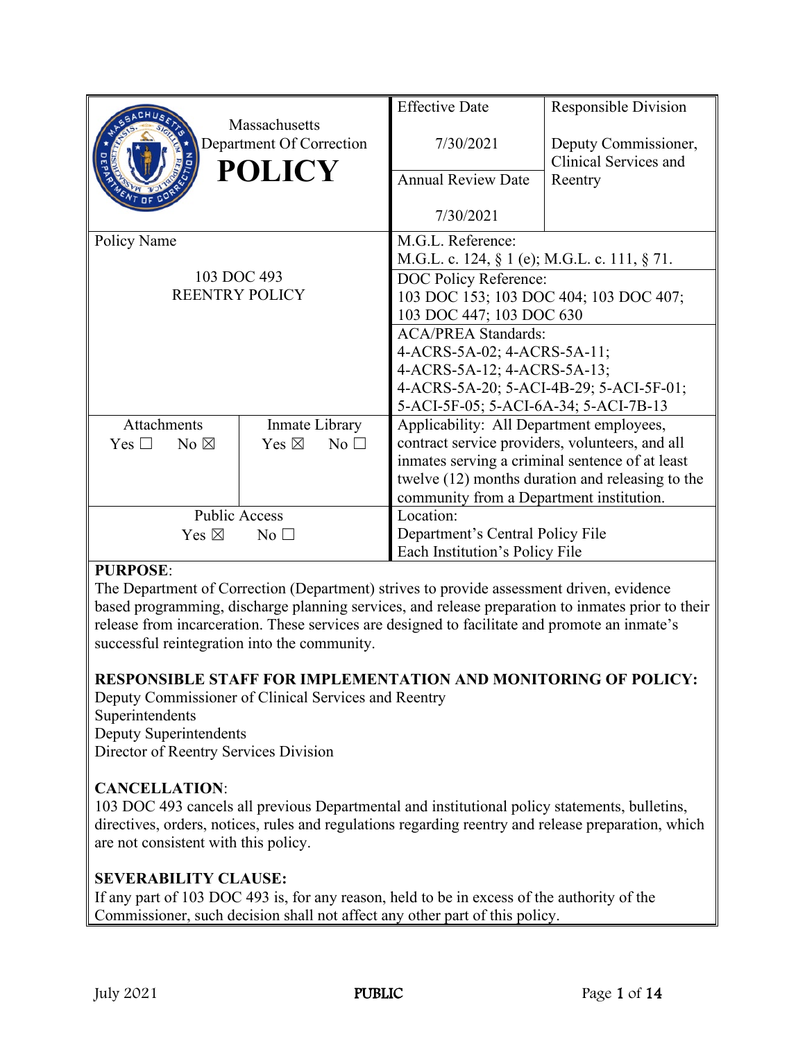| Massachusetts Department Of Correction **POLICY** | | Effective Date<br><br>7/30/2021 | Responsible Division<br><br>Deputy Commissioner, Clinical Services and Reentry |
|---|---|---|---|
| | | Annual Review Date<br><br>7/30/2021 | |
| Policy Name<br><br>103 DOC 493<br>REENTRY POLICY | | M.G.L. Reference:<br>M.G.L. c. 124, § 1 (e); M.G.L. c. 111, § 71. | |
| | | DOC Policy Reference:<br>103 DOC 153; 103 DOC 404; 103 DOC 407; 103 DOC 447; 103 DOC 630 | |
| | | ACA/PREA Standards:<br>4-ACRS-5A-02; 4-ACRS-5A-11; 4-ACRS-5A-12; 4-ACRS-5A-13; 4-ACRS-5A-20; 5-ACI-4B-29; 5-ACI-5F-01; 5-ACI-5F-05; 5-ACI-6A-34; 5-ACI-7B-13 | |
| Attachments<br>Yes ☐ No ☒ | Inmate Library<br>Yes ☒ No ☐ | Applicability: All Department employees, contract service providers, volunteers, and all inmates serving a criminal sentence of at least twelve (12) months duration and releasing to the community from a Department institution. | |
| Public Access<br>Yes ☒ No ☐ | | Location:<br>Department's Central Policy File<br>Each Institution's Policy File | |

**PURPOSE**:
The Department of Correction (Department) strives to provide assessment driven, evidence based programming, discharge planning services, and release preparation to inmates prior to their release from incarceration. These services are designed to facilitate and promote an inmate's successful reintegration into the community.

**RESPONSIBLE STAFF FOR IMPLEMENTATION AND MONITORING OF POLICY:**
Deputy Commissioner of Clinical Services and Reentry
Superintendents
Deputy Superintendents
Director of Reentry Services Division

**CANCELLATION**:
103 DOC 493 cancels all previous Departmental and institutional policy statements, bulletins, directives, orders, notices, rules and regulations regarding reentry and release preparation, which are not consistent with this policy.

**SEVERABILITY CLAUSE:**
If any part of 103 DOC 493 is, for any reason, held to be in excess of the authority of the Commissioner, such decision shall not affect any other part of this policy.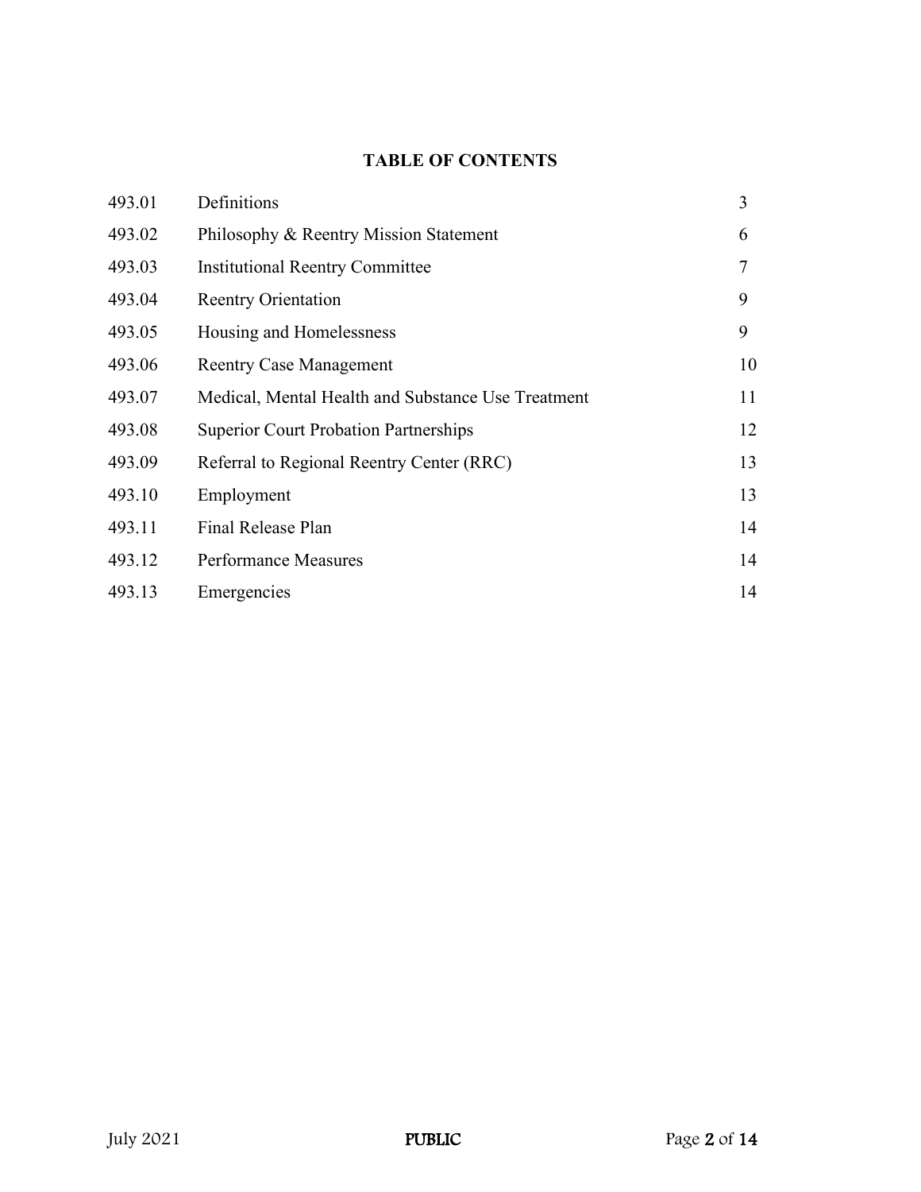# TABLE OF CONTENTS

| | | |
|---|---|---|
| 493.01 | Definitions | 3 |
| 493.02 | Philosophy & Reentry Mission Statement | 6 |
| 493.03 | Institutional Reentry Committee | 7 |
| 493.04 | Reentry Orientation | 9 |
| 493.05 | Housing and Homelessness | 9 |
| 493.06 | Reentry Case Management | 10 |
| 493.07 | Medical, Mental Health and Substance Use Treatment | 11 |
| 493.08 | Superior Court Probation Partnerships | 12 |
| 493.09 | Referral to Regional Reentry Center (RRC) | 13 |
| 493.10 | Employment | 13 |
| 493.11 | Final Release Plan | 14 |
| 493.12 | Performance Measures | 14 |
| 493.13 | Emergencies | 14 |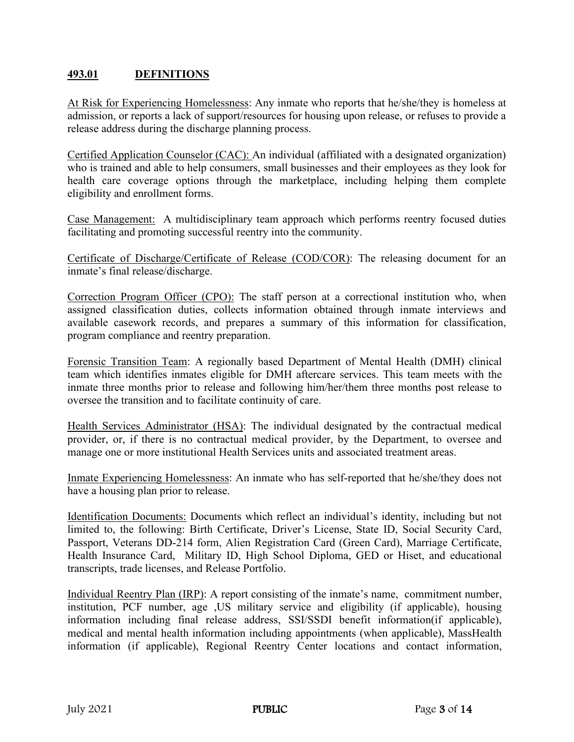## 493.01 DEFINITIONS

At Risk for Experiencing Homelessness: Any inmate who reports that he/she/they is homeless at admission, or reports a lack of support/resources for housing upon release, or refuses to provide a release address during the discharge planning process.

Certified Application Counselor (CAC): An individual (affiliated with a designated organization) who is trained and able to help consumers, small businesses and their employees as they look for health care coverage options through the marketplace, including helping them complete eligibility and enrollment forms.

Case Management: A multidisciplinary team approach which performs reentry focused duties facilitating and promoting successful reentry into the community.

Certificate of Discharge/Certificate of Release (COD/COR): The releasing document for an inmate's final release/discharge.

Correction Program Officer (CPO): The staff person at a correctional institution who, when assigned classification duties, collects information obtained through inmate interviews and available casework records, and prepares a summary of this information for classification, program compliance and reentry preparation.

Forensic Transition Team: A regionally based Department of Mental Health (DMH) clinical team which identifies inmates eligible for DMH aftercare services. This team meets with the inmate three months prior to release and following him/her/them three months post release to oversee the transition and to facilitate continuity of care.

Health Services Administrator (HSA): The individual designated by the contractual medical provider, or, if there is no contractual medical provider, by the Department, to oversee and manage one or more institutional Health Services units and associated treatment areas.

Inmate Experiencing Homelessness: An inmate who has self-reported that he/she/they does not have a housing plan prior to release.

Identification Documents: Documents which reflect an individual's identity, including but not limited to, the following: Birth Certificate, Driver's License, State ID, Social Security Card, Passport, Veterans DD-214 form, Alien Registration Card (Green Card), Marriage Certificate, Health Insurance Card, Military ID, High School Diploma, GED or Hiset, and educational transcripts, trade licenses, and Release Portfolio.

Individual Reentry Plan (IRP): A report consisting of the inmate's name, commitment number, institution, PCF number, age ,US military service and eligibility (if applicable), housing information including final release address, SSI/SSDI benefit information(if applicable), medical and mental health information including appointments (when applicable), MassHealth information (if applicable), Regional Reentry Center locations and contact information,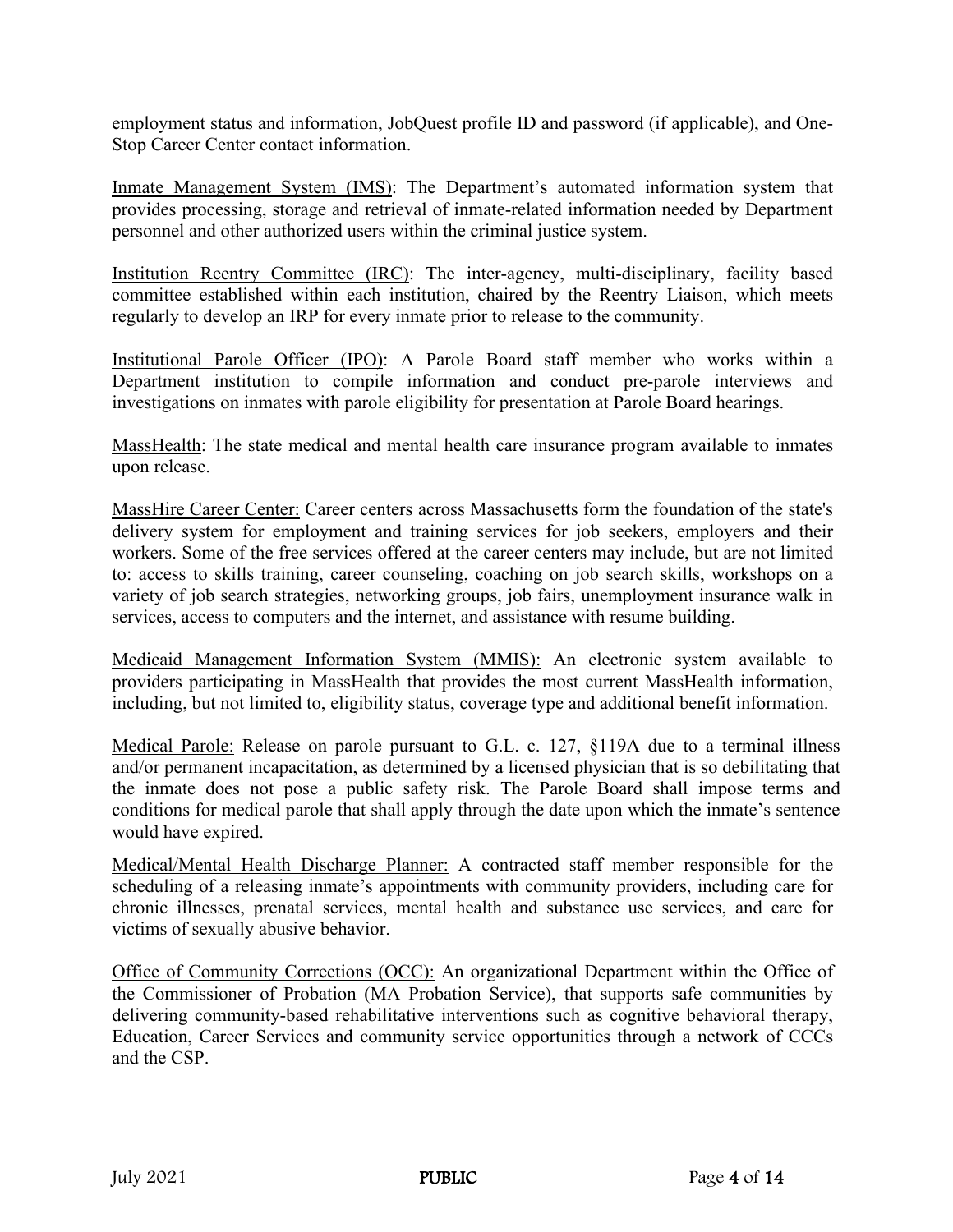employment status and information, JobQuest profile ID and password (if applicable), and One-Stop Career Center contact information.

<u>Inmate Management System (IMS)</u>: The Department's automated information system that provides processing, storage and retrieval of inmate-related information needed by Department personnel and other authorized users within the criminal justice system.

<u>Institution Reentry Committee (IRC)</u>: The inter-agency, multi-disciplinary, facility based committee established within each institution, chaired by the Reentry Liaison, which meets regularly to develop an IRP for every inmate prior to release to the community.

<u>Institutional Parole Officer (IPO)</u>: A Parole Board staff member who works within a Department institution to compile information and conduct pre-parole interviews and investigations on inmates with parole eligibility for presentation at Parole Board hearings.

<u>MassHealth</u>: The state medical and mental health care insurance program available to inmates upon release.

<u>MassHire Career Center:</u> Career centers across Massachusetts form the foundation of the state's delivery system for employment and training services for job seekers, employers and their workers. Some of the free services offered at the career centers may include, but are not limited to: access to skills training, career counseling, coaching on job search skills, workshops on a variety of job search strategies, networking groups, job fairs, unemployment insurance walk in services, access to computers and the internet, and assistance with resume building.

<u>Medicaid Management Information System (MMIS):</u> An electronic system available to providers participating in MassHealth that provides the most current MassHealth information, including, but not limited to, eligibility status, coverage type and additional benefit information.

<u>Medical Parole:</u> Release on parole pursuant to G.L. c. 127, §119A due to a terminal illness and/or permanent incapacitation, as determined by a licensed physician that is so debilitating that the inmate does not pose a public safety risk. The Parole Board shall impose terms and conditions for medical parole that shall apply through the date upon which the inmate's sentence would have expired.

<u>Medical/Mental Health Discharge Planner:</u> A contracted staff member responsible for the scheduling of a releasing inmate's appointments with community providers, including care for chronic illnesses, prenatal services, mental health and substance use services, and care for victims of sexually abusive behavior.

<u>Office of Community Corrections (OCC):</u> An organizational Department within the Office of the Commissioner of Probation (MA Probation Service), that supports safe communities by delivering community-based rehabilitative interventions such as cognitive behavioral therapy, Education, Career Services and community service opportunities through a network of CCCs and the CSP.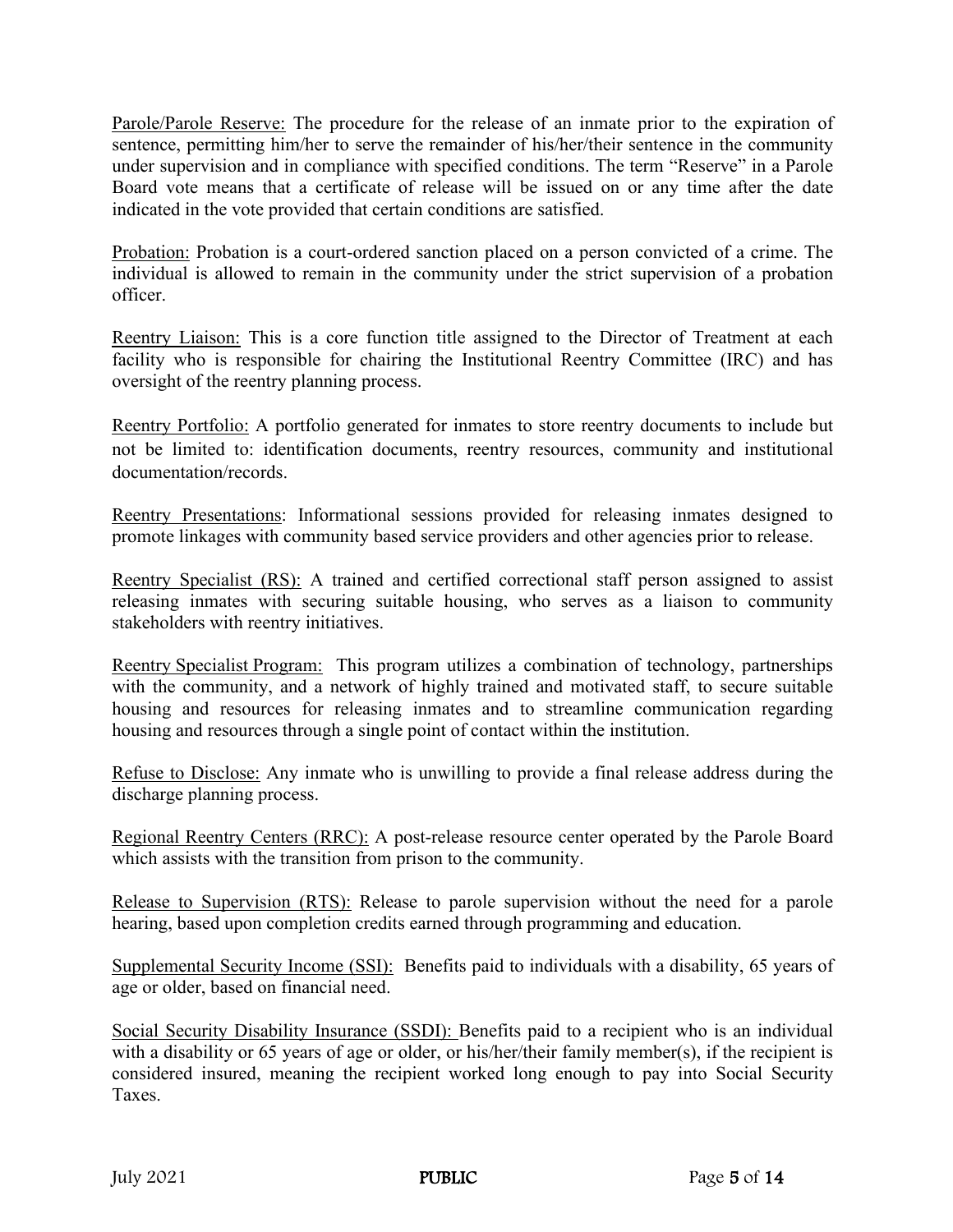Parole/Parole Reserve: The procedure for the release of an inmate prior to the expiration of sentence, permitting him/her to serve the remainder of his/her/their sentence in the community under supervision and in compliance with specified conditions. The term "Reserve" in a Parole Board vote means that a certificate of release will be issued on or any time after the date indicated in the vote provided that certain conditions are satisfied.

Probation: Probation is a court-ordered sanction placed on a person convicted of a crime. The individual is allowed to remain in the community under the strict supervision of a probation officer.

Reentry Liaison: This is a core function title assigned to the Director of Treatment at each facility who is responsible for chairing the Institutional Reentry Committee (IRC) and has oversight of the reentry planning process.

Reentry Portfolio: A portfolio generated for inmates to store reentry documents to include but not be limited to: identification documents, reentry resources, community and institutional documentation/records.

Reentry Presentations: Informational sessions provided for releasing inmates designed to promote linkages with community based service providers and other agencies prior to release.

Reentry Specialist (RS): A trained and certified correctional staff person assigned to assist releasing inmates with securing suitable housing, who serves as a liaison to community stakeholders with reentry initiatives.

Reentry Specialist Program: This program utilizes a combination of technology, partnerships with the community, and a network of highly trained and motivated staff, to secure suitable housing and resources for releasing inmates and to streamline communication regarding housing and resources through a single point of contact within the institution.

Refuse to Disclose: Any inmate who is unwilling to provide a final release address during the discharge planning process.

Regional Reentry Centers (RRC): A post-release resource center operated by the Parole Board which assists with the transition from prison to the community.

Release to Supervision (RTS): Release to parole supervision without the need for a parole hearing, based upon completion credits earned through programming and education.

Supplemental Security Income (SSI): Benefits paid to individuals with a disability, 65 years of age or older, based on financial need.

Social Security Disability Insurance (SSDI): Benefits paid to a recipient who is an individual with a disability or 65 years of age or older, or his/her/their family member(s), if the recipient is considered insured, meaning the recipient worked long enough to pay into Social Security Taxes.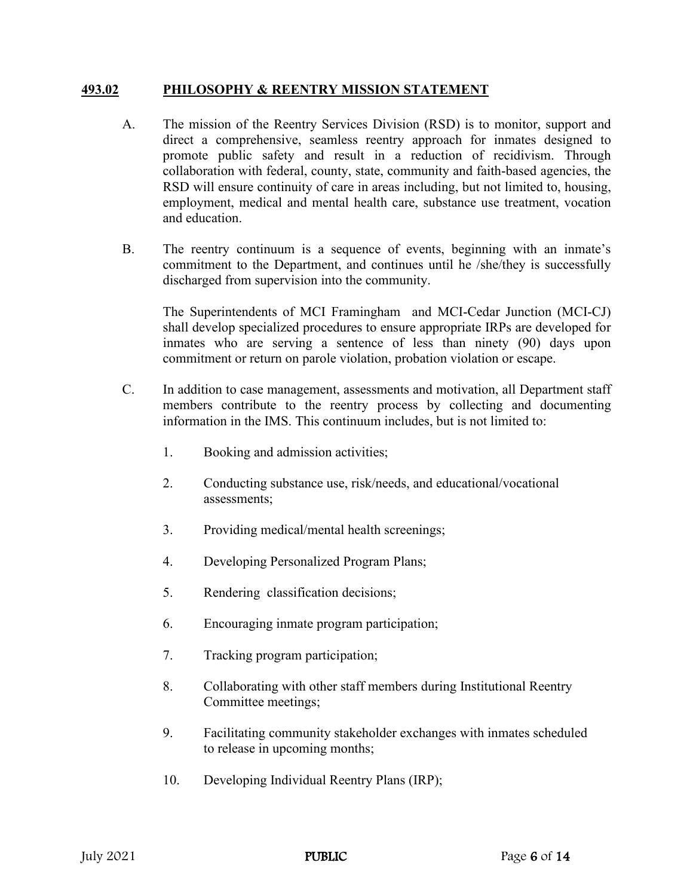## 493.02 PHILOSOPHY & REENTRY MISSION STATEMENT

A. The mission of the Reentry Services Division (RSD) is to monitor, support and direct a comprehensive, seamless reentry approach for inmates designed to promote public safety and result in a reduction of recidivism. Through collaboration with federal, county, state, community and faith-based agencies, the RSD will ensure continuity of care in areas including, but not limited to, housing, employment, medical and mental health care, substance use treatment, vocation and education.

B. The reentry continuum is a sequence of events, beginning with an inmate's commitment to the Department, and continues until he /she/they is successfully discharged from supervision into the community.

   The Superintendents of MCI Framingham and MCI-Cedar Junction (MCI-CJ) shall develop specialized procedures to ensure appropriate IRPs are developed for inmates who are serving a sentence of less than ninety (90) days upon commitment or return on parole violation, probation violation or escape.

C. In addition to case management, assessments and motivation, all Department staff members contribute to the reentry process by collecting and documenting information in the IMS. This continuum includes, but is not limited to:

   1. Booking and admission activities;

   2. Conducting substance use, risk/needs, and educational/vocational assessments;

   3. Providing medical/mental health screenings;

   4. Developing Personalized Program Plans;

   5. Rendering classification decisions;

   6. Encouraging inmate program participation;

   7. Tracking program participation;

   8. Collaborating with other staff members during Institutional Reentry Committee meetings;

   9. Facilitating community stakeholder exchanges with inmates scheduled to release in upcoming months;

   10. Developing Individual Reentry Plans (IRP);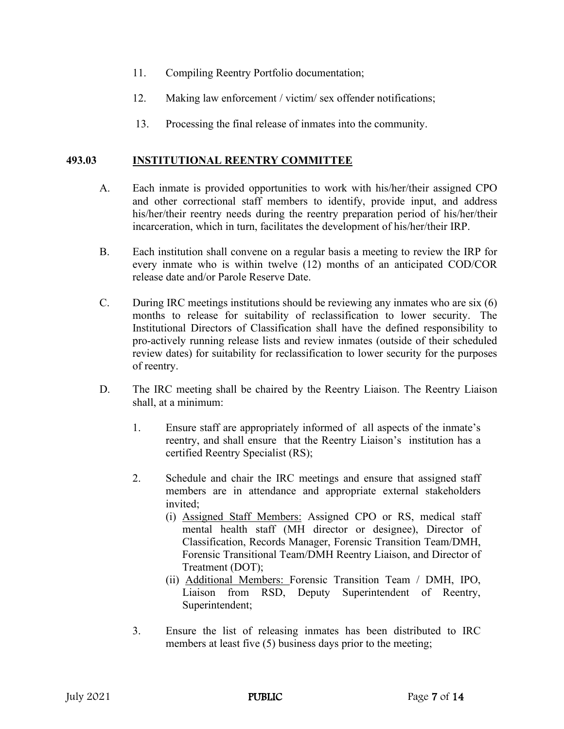11. Compiling Reentry Portfolio documentation;

12. Making law enforcement / victim/ sex offender notifications;

13. Processing the final release of inmates into the community.

## 493.03 INSTITUTIONAL REENTRY COMMITTEE

A. Each inmate is provided opportunities to work with his/her/their assigned CPO and other correctional staff members to identify, provide input, and address his/her/their reentry needs during the reentry preparation period of his/her/their incarceration, which in turn, facilitates the development of his/her/their IRP.

B. Each institution shall convene on a regular basis a meeting to review the IRP for every inmate who is within twelve (12) months of an anticipated COD/COR release date and/or Parole Reserve Date.

C. During IRC meetings institutions should be reviewing any inmates who are six (6) months to release for suitability of reclassification to lower security. The Institutional Directors of Classification shall have the defined responsibility to pro-actively running release lists and review inmates (outside of their scheduled review dates) for suitability for reclassification to lower security for the purposes of reentry.

D. The IRC meeting shall be chaired by the Reentry Liaison. The Reentry Liaison shall, at a minimum:

1. Ensure staff are appropriately informed of all aspects of the inmate's reentry, and shall ensure that the Reentry Liaison's institution has a certified Reentry Specialist (RS);

2. Schedule and chair the IRC meetings and ensure that assigned staff members are in attendance and appropriate external stakeholders invited;
   - (i) Assigned Staff Members: Assigned CPO or RS, medical staff mental health staff (MH director or designee), Director of Classification, Records Manager, Forensic Transition Team/DMH, Forensic Transitional Team/DMH Reentry Liaison, and Director of Treatment (DOT);
   - (ii) Additional Members: Forensic Transition Team / DMH, IPO, Liaison from RSD, Deputy Superintendent of Reentry, Superintendent;

3. Ensure the list of releasing inmates has been distributed to IRC members at least five (5) business days prior to the meeting;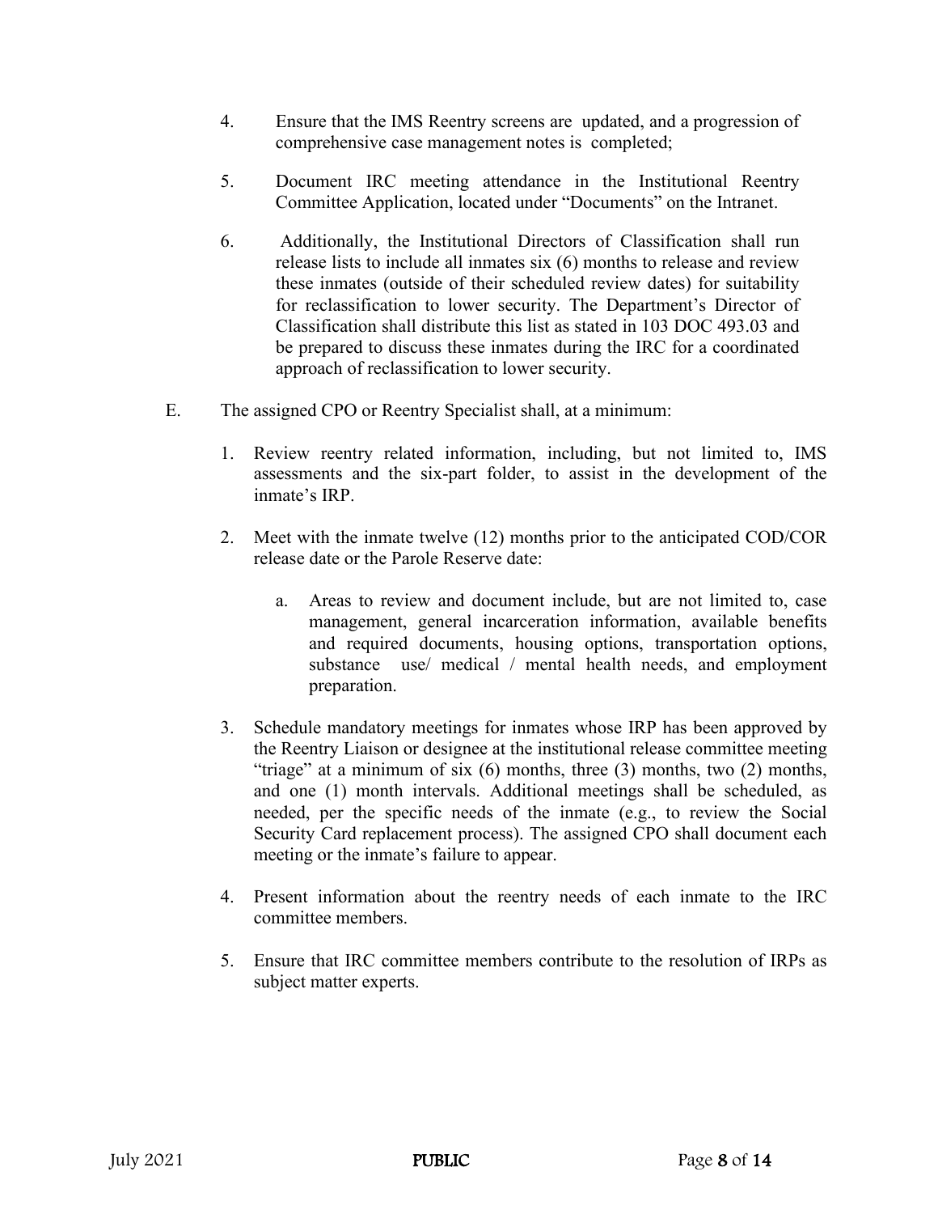4. Ensure that the IMS Reentry screens are updated, and a progression of comprehensive case management notes is completed;

5. Document IRC meeting attendance in the Institutional Reentry Committee Application, located under "Documents" on the Intranet.

6. Additionally, the Institutional Directors of Classification shall run release lists to include all inmates six (6) months to release and review these inmates (outside of their scheduled review dates) for suitability for reclassification to lower security. The Department's Director of Classification shall distribute this list as stated in 103 DOC 493.03 and be prepared to discuss these inmates during the IRC for a coordinated approach of reclassification to lower security.

E. The assigned CPO or Reentry Specialist shall, at a minimum:

1. Review reentry related information, including, but not limited to, IMS assessments and the six-part folder, to assist in the development of the inmate's IRP.

2. Meet with the inmate twelve (12) months prior to the anticipated COD/COR release date or the Parole Reserve date:

   a. Areas to review and document include, but are not limited to, case management, general incarceration information, available benefits and required documents, housing options, transportation options, substance use/ medical / mental health needs, and employment preparation.

3. Schedule mandatory meetings for inmates whose IRP has been approved by the Reentry Liaison or designee at the institutional release committee meeting "triage" at a minimum of six (6) months, three (3) months, two (2) months, and one (1) month intervals. Additional meetings shall be scheduled, as needed, per the specific needs of the inmate (e.g., to review the Social Security Card replacement process). The assigned CPO shall document each meeting or the inmate's failure to appear.

4. Present information about the reentry needs of each inmate to the IRC committee members.

5. Ensure that IRC committee members contribute to the resolution of IRPs as subject matter experts.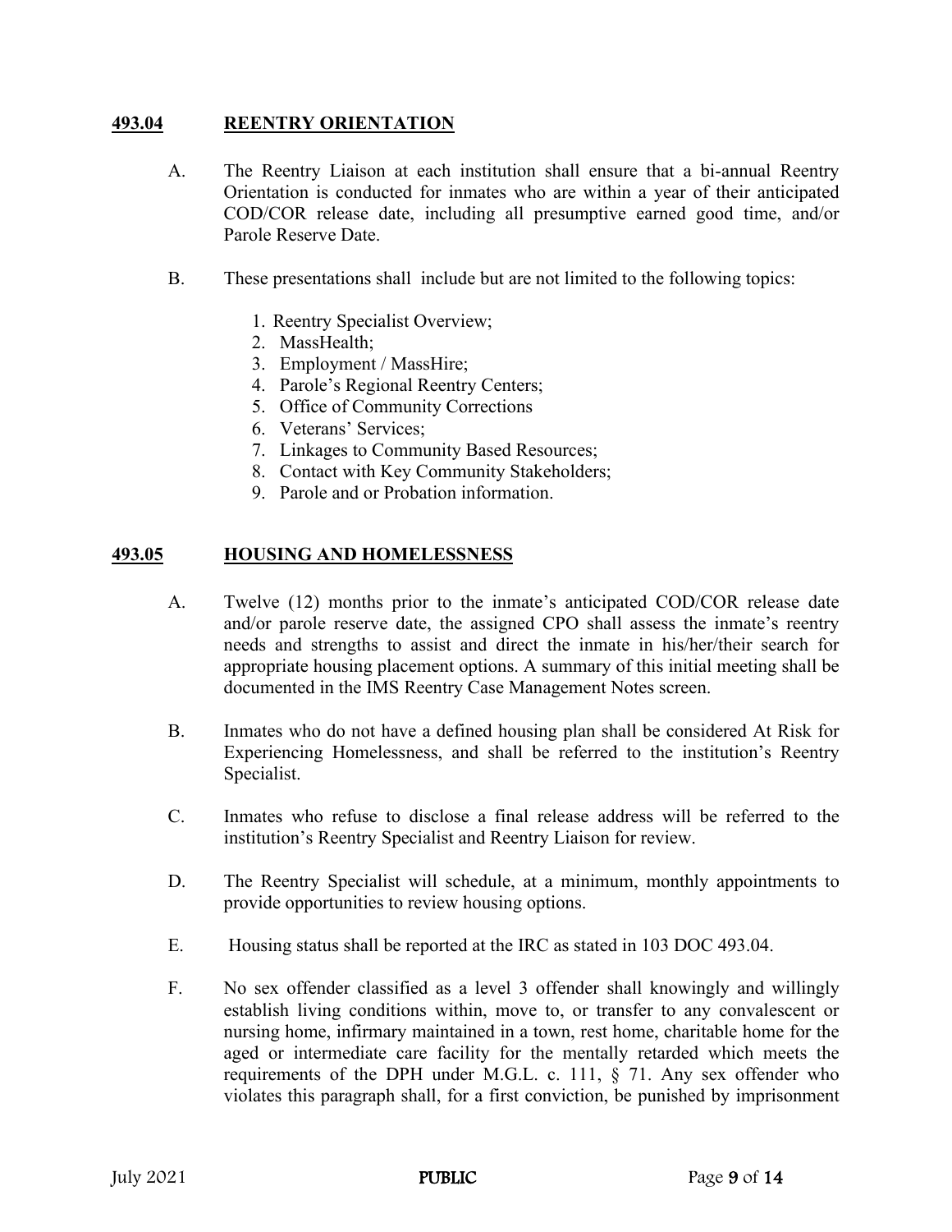## **493.04 REENTRY ORIENTATION**

A. The Reentry Liaison at each institution shall ensure that a bi-annual Reentry Orientation is conducted for inmates who are within a year of their anticipated COD/COR release date, including all presumptive earned good time, and/or Parole Reserve Date.

B. These presentations shall include but are not limited to the following topics:

1. Reentry Specialist Overview;
2. MassHealth;
3. Employment / MassHire;
4. Parole's Regional Reentry Centers;
5. Office of Community Corrections
6. Veterans' Services;
7. Linkages to Community Based Resources;
8. Contact with Key Community Stakeholders;
9. Parole and or Probation information.

## **493.05 HOUSING AND HOMELESSNESS**

A. Twelve (12) months prior to the inmate's anticipated COD/COR release date and/or parole reserve date, the assigned CPO shall assess the inmate's reentry needs and strengths to assist and direct the inmate in his/her/their search for appropriate housing placement options. A summary of this initial meeting shall be documented in the IMS Reentry Case Management Notes screen.

B. Inmates who do not have a defined housing plan shall be considered At Risk for Experiencing Homelessness, and shall be referred to the institution's Reentry Specialist.

C. Inmates who refuse to disclose a final release address will be referred to the institution's Reentry Specialist and Reentry Liaison for review.

D. The Reentry Specialist will schedule, at a minimum, monthly appointments to provide opportunities to review housing options.

E. Housing status shall be reported at the IRC as stated in 103 DOC 493.04.

F. No sex offender classified as a level 3 offender shall knowingly and willingly establish living conditions within, move to, or transfer to any convalescent or nursing home, infirmary maintained in a town, rest home, charitable home for the aged or intermediate care facility for the mentally retarded which meets the requirements of the DPH under M.G.L. c. 111, § 71. Any sex offender who violates this paragraph shall, for a first conviction, be punished by imprisonment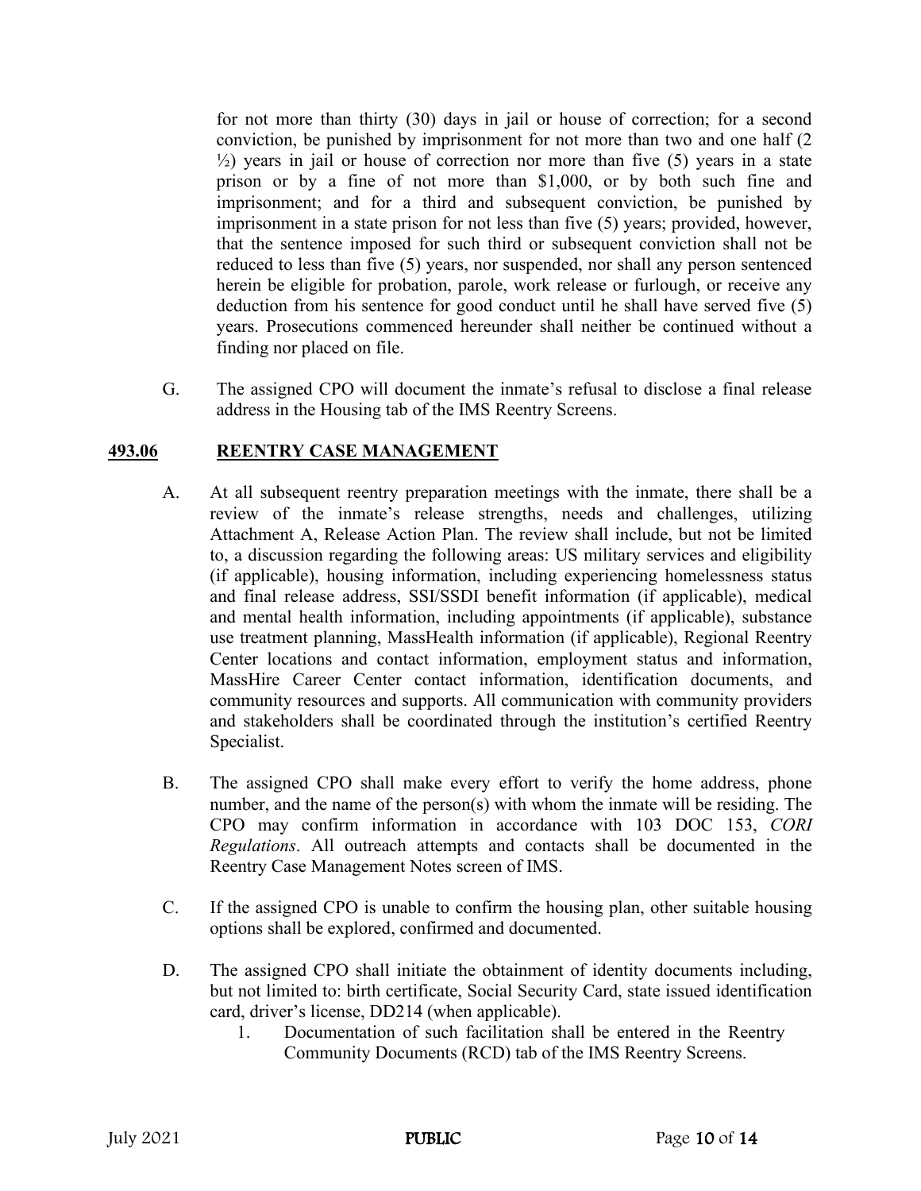for not more than thirty (30) days in jail or house of correction; for a second conviction, be punished by imprisonment for not more than two and one half (2 ½) years in jail or house of correction nor more than five (5) years in a state prison or by a fine of not more than $1,000, or by both such fine and imprisonment; and for a third and subsequent conviction, be punished by imprisonment in a state prison for not less than five (5) years; provided, however, that the sentence imposed for such third or subsequent conviction shall not be reduced to less than five (5) years, nor suspended, nor shall any person sentenced herein be eligible for probation, parole, work release or furlough, or receive any deduction from his sentence for good conduct until he shall have served five (5) years. Prosecutions commenced hereunder shall neither be continued without a finding nor placed on file.

G. The assigned CPO will document the inmate's refusal to disclose a final release address in the Housing tab of the IMS Reentry Screens.

## 493.06 REENTRY CASE MANAGEMENT

A. At all subsequent reentry preparation meetings with the inmate, there shall be a review of the inmate's release strengths, needs and challenges, utilizing Attachment A, Release Action Plan. The review shall include, but not be limited to, a discussion regarding the following areas: US military services and eligibility (if applicable), housing information, including experiencing homelessness status and final release address, SSI/SSDI benefit information (if applicable), medical and mental health information, including appointments (if applicable), substance use treatment planning, MassHealth information (if applicable), Regional Reentry Center locations and contact information, employment status and information, MassHire Career Center contact information, identification documents, and community resources and supports. All communication with community providers and stakeholders shall be coordinated through the institution's certified Reentry Specialist.

B. The assigned CPO shall make every effort to verify the home address, phone number, and the name of the person(s) with whom the inmate will be residing. The CPO may confirm information in accordance with 103 DOC 153, *CORI Regulations*. All outreach attempts and contacts shall be documented in the Reentry Case Management Notes screen of IMS.

C. If the assigned CPO is unable to confirm the housing plan, other suitable housing options shall be explored, confirmed and documented.

D. The assigned CPO shall initiate the obtainment of identity documents including, but not limited to: birth certificate, Social Security Card, state issued identification card, driver's license, DD214 (when applicable).

   1. Documentation of such facilitation shall be entered in the Reentry Community Documents (RCD) tab of the IMS Reentry Screens.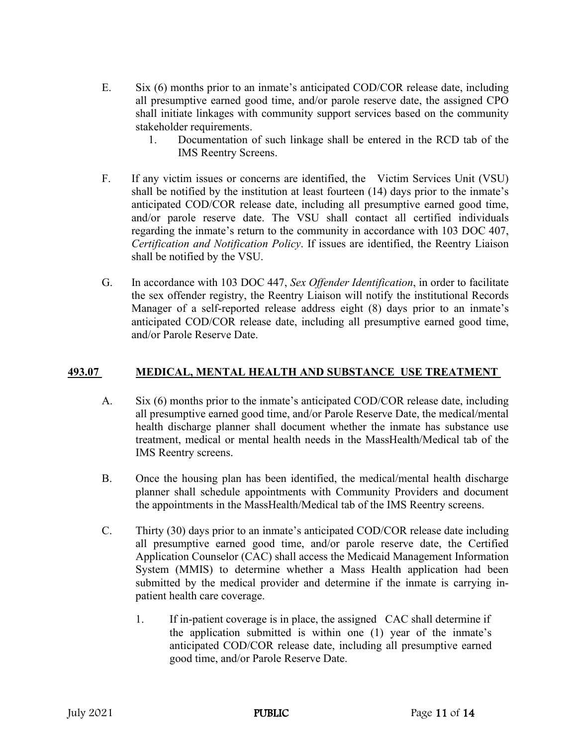E. Six (6) months prior to an inmate's anticipated COD/COR release date, including all presumptive earned good time, and/or parole reserve date, the assigned CPO shall initiate linkages with community support services based on the community stakeholder requirements.

   1. Documentation of such linkage shall be entered in the RCD tab of the IMS Reentry Screens.

F. If any victim issues or concerns are identified, the Victim Services Unit (VSU) shall be notified by the institution at least fourteen (14) days prior to the inmate's anticipated COD/COR release date, including all presumptive earned good time, and/or parole reserve date. The VSU shall contact all certified individuals regarding the inmate's return to the community in accordance with 103 DOC 407, *Certification and Notification Policy*. If issues are identified, the Reentry Liaison shall be notified by the VSU.

G. In accordance with 103 DOC 447, *Sex Offender Identification*, in order to facilitate the sex offender registry, the Reentry Liaison will notify the institutional Records Manager of a self-reported release address eight (8) days prior to an inmate's anticipated COD/COR release date, including all presumptive earned good time, and/or Parole Reserve Date.

## 493.07 MEDICAL, MENTAL HEALTH AND SUBSTANCE USE TREATMENT

A. Six (6) months prior to the inmate's anticipated COD/COR release date, including all presumptive earned good time, and/or Parole Reserve Date, the medical/mental health discharge planner shall document whether the inmate has substance use treatment, medical or mental health needs in the MassHealth/Medical tab of the IMS Reentry screens.

B. Once the housing plan has been identified, the medical/mental health discharge planner shall schedule appointments with Community Providers and document the appointments in the MassHealth/Medical tab of the IMS Reentry screens.

C. Thirty (30) days prior to an inmate's anticipated COD/COR release date including all presumptive earned good time, and/or parole reserve date, the Certified Application Counselor (CAC) shall access the Medicaid Management Information System (MMIS) to determine whether a Mass Health application had been submitted by the medical provider and determine if the inmate is carrying in-patient health care coverage.

   1. If in-patient coverage is in place, the assigned CAC shall determine if the application submitted is within one (1) year of the inmate's anticipated COD/COR release date, including all presumptive earned good time, and/or Parole Reserve Date.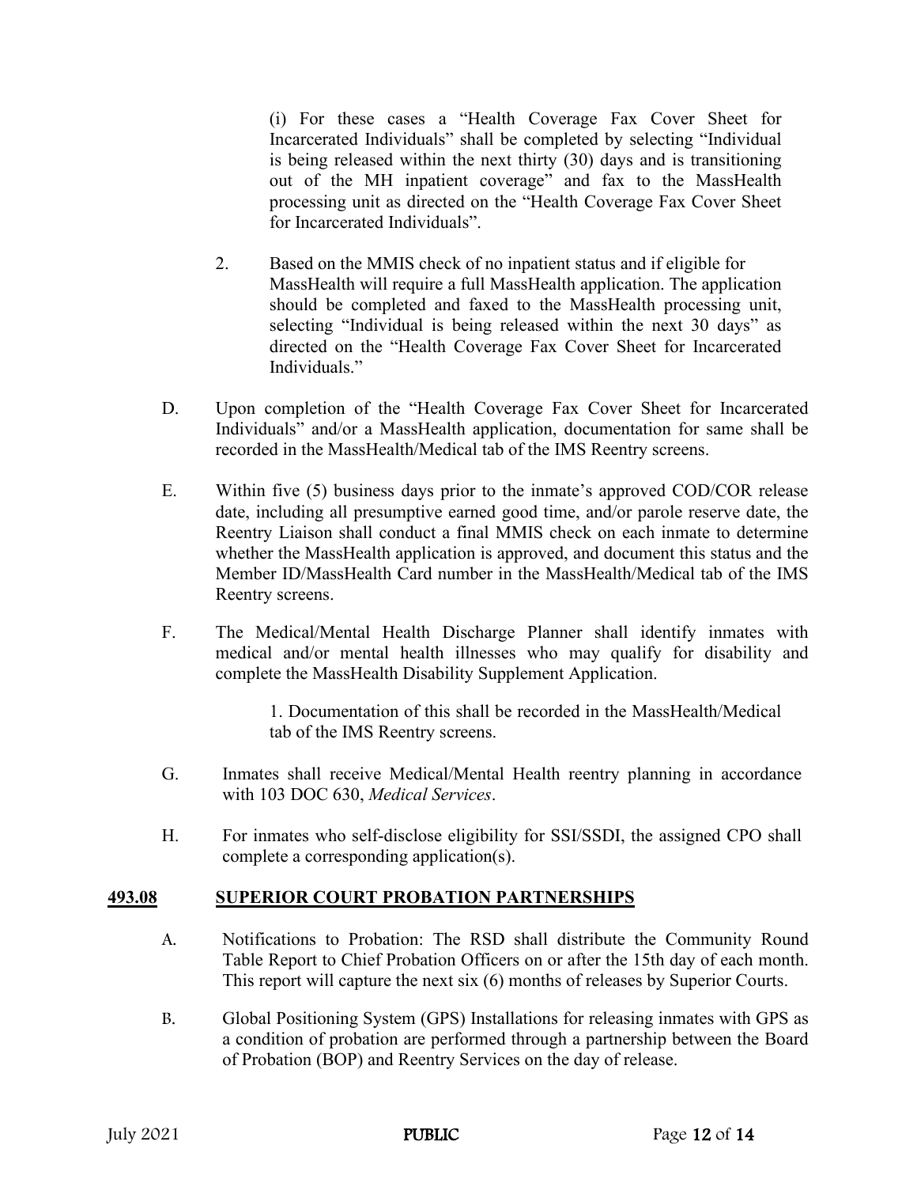(i) For these cases a "Health Coverage Fax Cover Sheet for Incarcerated Individuals" shall be completed by selecting "Individual is being released within the next thirty (30) days and is transitioning out of the MH inpatient coverage" and fax to the MassHealth processing unit as directed on the "Health Coverage Fax Cover Sheet for Incarcerated Individuals".

2. Based on the MMIS check of no inpatient status and if eligible for MassHealth will require a full MassHealth application. The application should be completed and faxed to the MassHealth processing unit, selecting "Individual is being released within the next 30 days" as directed on the "Health Coverage Fax Cover Sheet for Incarcerated Individuals."

D. Upon completion of the "Health Coverage Fax Cover Sheet for Incarcerated Individuals" and/or a MassHealth application, documentation for same shall be recorded in the MassHealth/Medical tab of the IMS Reentry screens.

E. Within five (5) business days prior to the inmate's approved COD/COR release date, including all presumptive earned good time, and/or parole reserve date, the Reentry Liaison shall conduct a final MMIS check on each inmate to determine whether the MassHealth application is approved, and document this status and the Member ID/MassHealth Card number in the MassHealth/Medical tab of the IMS Reentry screens.

F. The Medical/Mental Health Discharge Planner shall identify inmates with medical and/or mental health illnesses who may qualify for disability and complete the MassHealth Disability Supplement Application.

1. Documentation of this shall be recorded in the MassHealth/Medical tab of the IMS Reentry screens.

G. Inmates shall receive Medical/Mental Health reentry planning in accordance with 103 DOC 630, *Medical Services*.

H. For inmates who self-disclose eligibility for SSI/SSDI, the assigned CPO shall complete a corresponding application(s).

## 493.08 SUPERIOR COURT PROBATION PARTNERSHIPS

A. Notifications to Probation: The RSD shall distribute the Community Round Table Report to Chief Probation Officers on or after the 15th day of each month. This report will capture the next six (6) months of releases by Superior Courts.

B. Global Positioning System (GPS) Installations for releasing inmates with GPS as a condition of probation are performed through a partnership between the Board of Probation (BOP) and Reentry Services on the day of release.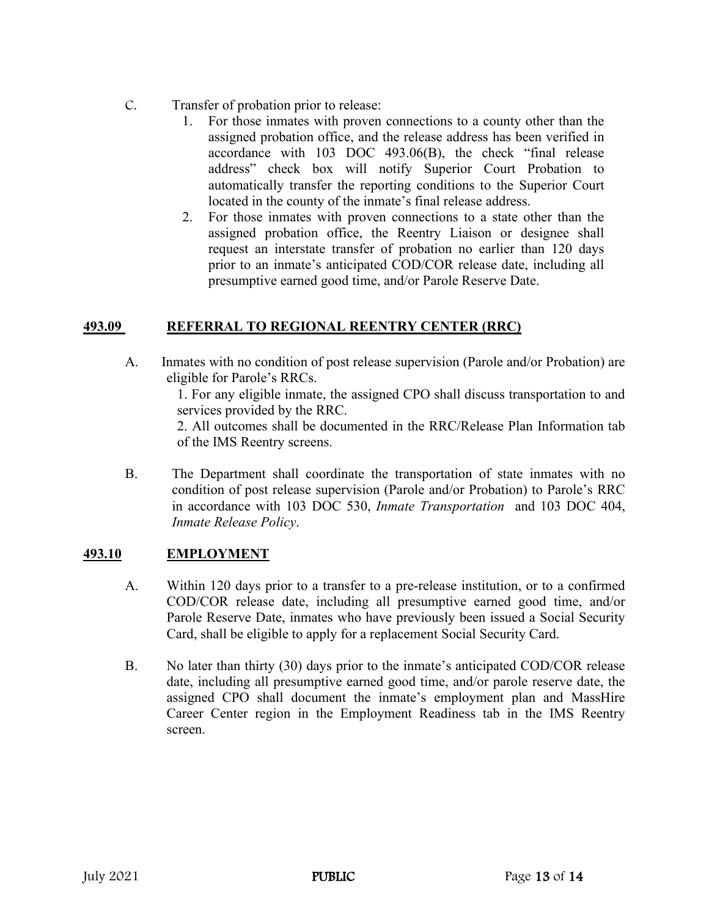C. Transfer of probation prior to release:

1. For those inmates with proven connections to a county other than the assigned probation office, and the release address has been verified in accordance with 103 DOC 493.06(B), the check "final release address" check box will notify Superior Court Probation to automatically transfer the reporting conditions to the Superior Court located in the county of the inmate's final release address.
2. For those inmates with proven connections to a state other than the assigned probation office, the Reentry Liaison or designee shall request an interstate transfer of probation no earlier than 120 days prior to an inmate's anticipated COD/COR release date, including all presumptive earned good time, and/or Parole Reserve Date.

## 493.09 REFERRAL TO REGIONAL REENTRY CENTER (RRC)

A. Inmates with no condition of post release supervision (Parole and/or Probation) are eligible for Parole's RRCs.

1. For any eligible inmate, the assigned CPO shall discuss transportation to and services provided by the RRC.
2. All outcomes shall be documented in the RRC/Release Plan Information tab of the IMS Reentry screens.

B. The Department shall coordinate the transportation of state inmates with no condition of post release supervision (Parole and/or Probation) to Parole's RRC in accordance with 103 DOC 530, *Inmate Transportation* and 103 DOC 404, *Inmate Release Policy*.

## 493.10 EMPLOYMENT

A. Within 120 days prior to a transfer to a pre-release institution, or to a confirmed COD/COR release date, including all presumptive earned good time, and/or Parole Reserve Date, inmates who have previously been issued a Social Security Card, shall be eligible to apply for a replacement Social Security Card.

B. No later than thirty (30) days prior to the inmate's anticipated COD/COR release date, including all presumptive earned good time, and/or parole reserve date, the assigned CPO shall document the inmate's employment plan and MassHire Career Center region in the Employment Readiness tab in the IMS Reentry screen.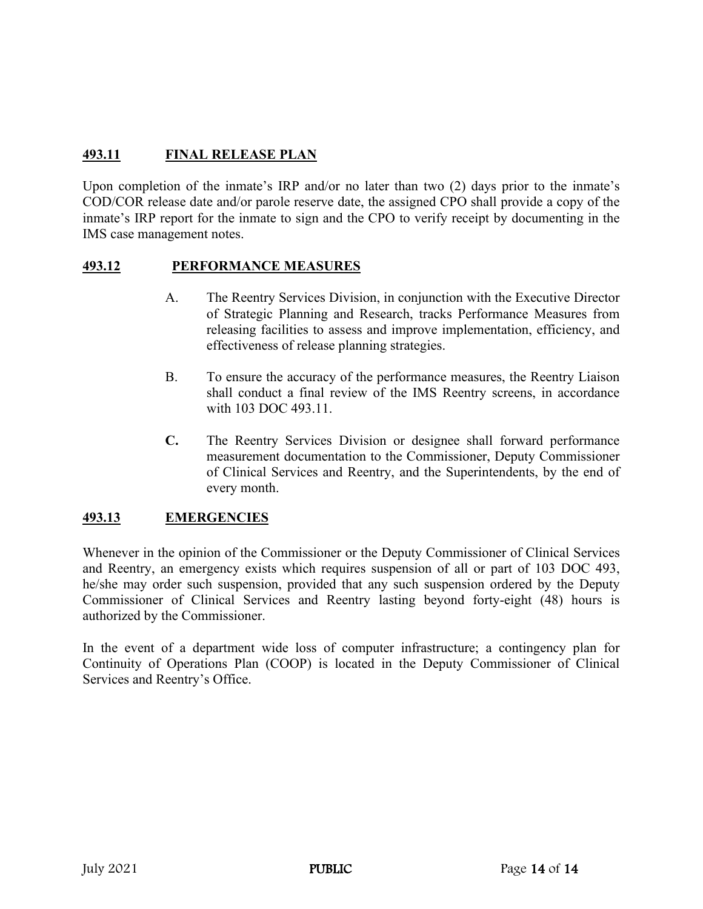## 493.11 FINAL RELEASE PLAN

Upon completion of the inmate's IRP and/or no later than two (2) days prior to the inmate's COD/COR release date and/or parole reserve date, the assigned CPO shall provide a copy of the inmate's IRP report for the inmate to sign and the CPO to verify receipt by documenting in the IMS case management notes.

## 493.12 PERFORMANCE MEASURES

A. The Reentry Services Division, in conjunction with the Executive Director of Strategic Planning and Research, tracks Performance Measures from releasing facilities to assess and improve implementation, efficiency, and effectiveness of release planning strategies.

B. To ensure the accuracy of the performance measures, the Reentry Liaison shall conduct a final review of the IMS Reentry screens, in accordance with 103 DOC 493.11.

**C.** The Reentry Services Division or designee shall forward performance measurement documentation to the Commissioner, Deputy Commissioner of Clinical Services and Reentry, and the Superintendents, by the end of every month.

## 493.13 EMERGENCIES

Whenever in the opinion of the Commissioner or the Deputy Commissioner of Clinical Services and Reentry, an emergency exists which requires suspension of all or part of 103 DOC 493, he/she may order such suspension, provided that any such suspension ordered by the Deputy Commissioner of Clinical Services and Reentry lasting beyond forty-eight (48) hours is authorized by the Commissioner.

In the event of a department wide loss of computer infrastructure; a contingency plan for Continuity of Operations Plan (COOP) is located in the Deputy Commissioner of Clinical Services and Reentry's Office.